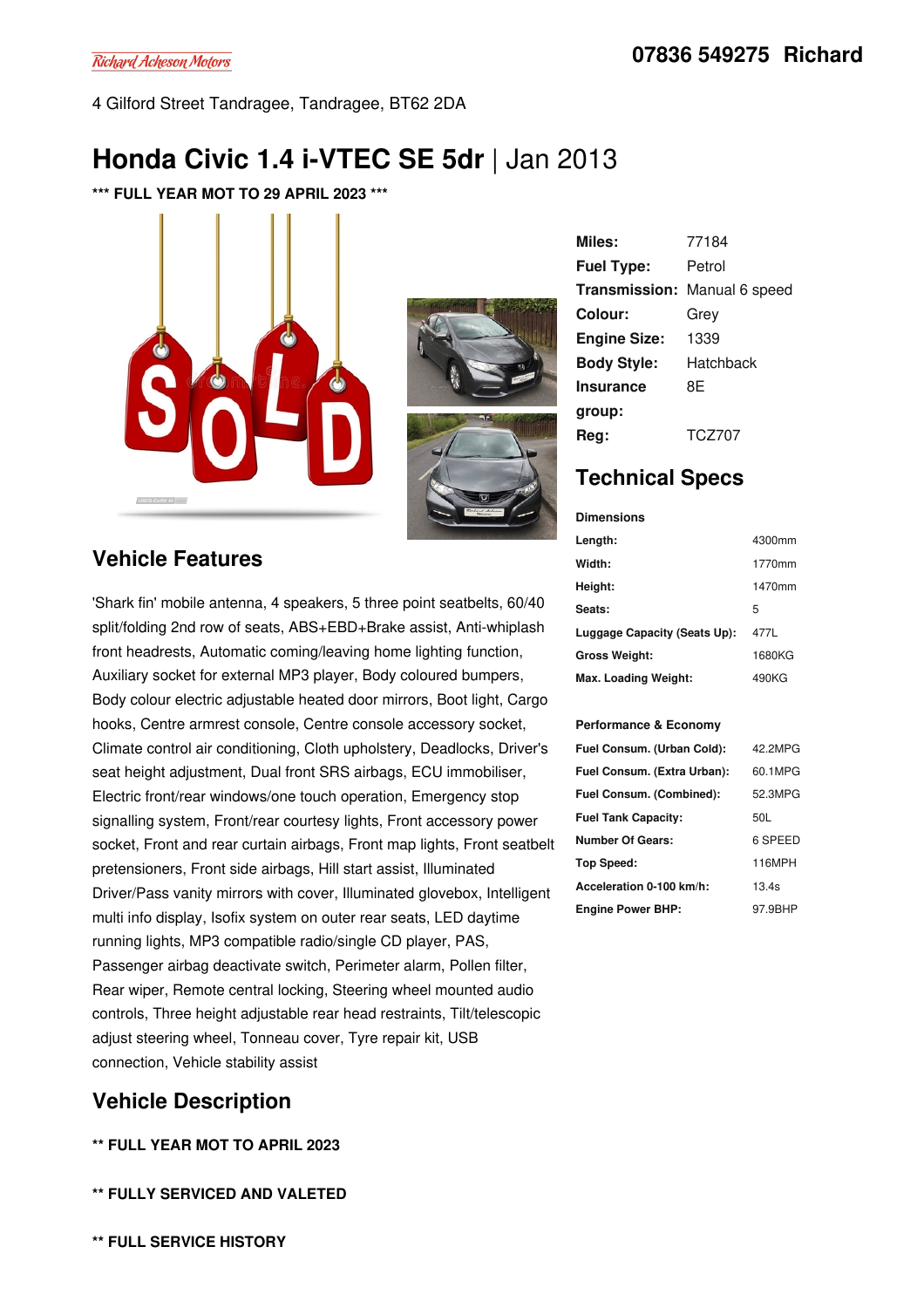Richard Acheson Motors

**07836 549275 Richard**

4 Gilford Street Tandragee, Tandragee, BT62 2DA

# Honda Civic 1.4 i-VTEC SE 5dr | Jan 2013

**\*\*\* FULL YEAR MOT TO 29 APRIL 2023 \*\*\***

| | |
|---|---|
| **Miles:** | 77184 |
| **Fuel Type:** | Petrol |
| **Transmission:** | Manual 6 speed |
| **Colour:** | Grey |
| **Engine Size:** | 1339 |
| **Body Style:** | Hatchback |
| **Insurance group:** | 8E |
| **Reg:** | TCZ707 |

## Technical Specs

**Dimensions**

| | |
|---|---|
| **Length:** | 4300mm |
| **Width:** | 1770mm |
| **Height:** | 1470mm |
| **Seats:** | 5 |
| **Luggage Capacity (Seats Up):** | 477L |
| **Gross Weight:** | 1680KG |
| **Max. Loading Weight:** | 490KG |

**Performance & Economy**

| | |
|---|---|
| **Fuel Consum. (Urban Cold):** | 42.2MPG |
| **Fuel Consum. (Extra Urban):** | 60.1MPG |
| **Fuel Consum. (Combined):** | 52.3MPG |
| **Fuel Tank Capacity:** | 50L |
| **Number Of Gears:** | 6 SPEED |
| **Top Speed:** | 116MPH |
| **Acceleration 0-100 km/h:** | 13.4s |
| **Engine Power BHP:** | 97.9BHP |

## Vehicle Features

'Shark fin' mobile antenna, 4 speakers, 5 three point seatbelts, 60/40 split/folding 2nd row of seats, ABS+EBD+Brake assist, Anti-whiplash front headrests, Automatic coming/leaving home lighting function, Auxiliary socket for external MP3 player, Body coloured bumpers, Body colour electric adjustable heated door mirrors, Boot light, Cargo hooks, Centre armrest console, Centre console accessory socket, Climate control air conditioning, Cloth upholstery, Deadlocks, Driver's seat height adjustment, Dual front SRS airbags, ECU immobiliser, Electric front/rear windows/one touch operation, Emergency stop signalling system, Front/rear courtesy lights, Front accessory power socket, Front and rear curtain airbags, Front map lights, Front seatbelt pretensioners, Front side airbags, Hill start assist, Illuminated Driver/Pass vanity mirrors with cover, Illuminated glovebox, Intelligent multi info display, Isofix system on outer rear seats, LED daytime running lights, MP3 compatible radio/single CD player, PAS, Passenger airbag deactivate switch, Perimeter alarm, Pollen filter, Rear wiper, Remote central locking, Steering wheel mounted audio controls, Three height adjustable rear head restraints, Tilt/telescopic adjust steering wheel, Tonneau cover, Tyre repair kit, USB connection, Vehicle stability assist

## Vehicle Description

**\*\* FULL YEAR MOT TO APRIL 2023**

**\*\* FULLY SERVICED AND VALETED**

**\*\* FULL SERVICE HISTORY**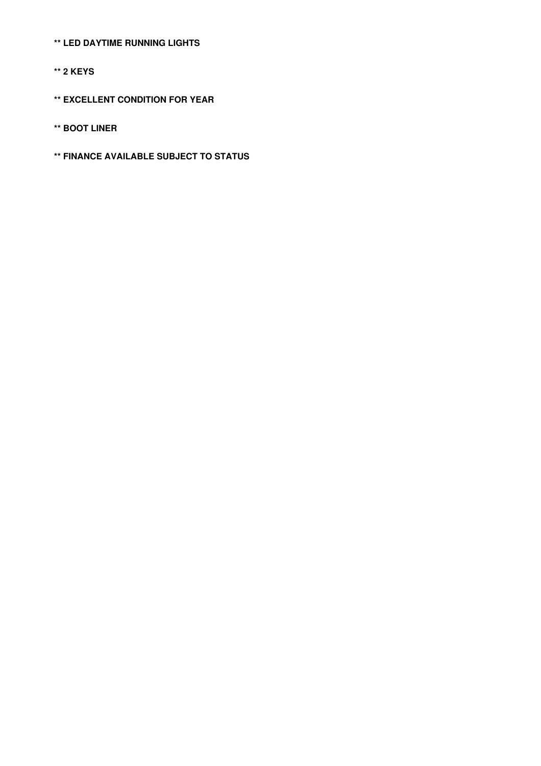**** LED DAYTIME RUNNING LIGHTS**

**** 2 KEYS**

**** EXCELLENT CONDITION FOR YEAR**

**** BOOT LINER**

**** FINANCE AVAILABLE SUBJECT TO STATUS**